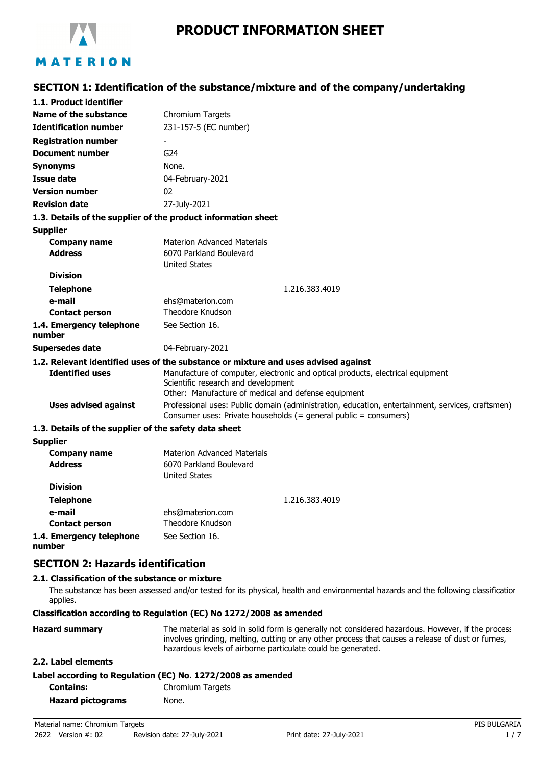# PRODUCT INFORMATION SHEET

## SECTION 1: Identification of the substance/mixture and of the company/undertaking

**1.1. Product identifier**

| | |
|---|---|
| **Name of the substance** | Chromium Targets |
| **Identification number** | 231-157-5 (EC number) |
| **Registration number** | - |
| **Document number** | G24 |
| **Synonyms** | None. |
| **Issue date** | 04-February-2021 |
| **Version number** | 02 |
| **Revision date** | 27-July-2021 |

**1.3. Details of the supplier of the product information sheet**

**Supplier**

| | |
|---|---|
| **Company name** | Materion Advanced Materials |
| **Address** | 6070 Parkland Boulevard<br>United States |
| **Division** | |
| **Telephone** | 1.216.383.4019 |
| **e-mail** | ehs@materion.com |
| **Contact person** | Theodore Knudson |
| **1.4. Emergency telephone number** | See Section 16. |
| **Supersedes date** | 04-February-2021 |

**1.2. Relevant identified uses of the substance or mixture and uses advised against**

| | |
|---|---|
| **Identified uses** | Manufacture of computer, electronic and optical products, electrical equipment<br>Scientific research and development<br>Other: Manufacture of medical and defense equipment |
| **Uses advised against** | Professional uses: Public domain (administration, education, entertainment, services, craftsmen)<br>Consumer uses: Private households (= general public = consumers) |

**1.3. Details of the supplier of the safety data sheet**

**Supplier**

| | |
|---|---|
| **Company name** | Materion Advanced Materials |
| **Address** | 6070 Parkland Boulevard<br>United States |
| **Division** | |
| **Telephone** | 1.216.383.4019 |
| **e-mail** | ehs@materion.com |
| **Contact person** | Theodore Knudson |
| **1.4. Emergency telephone number** | See Section 16. |

## SECTION 2: Hazards identification

**2.1. Classification of the substance or mixture**

The substance has been assessed and/or tested for its physical, health and environmental hazards and the following classification applies.

**Classification according to Regulation (EC) No 1272/2008 as amended**

| | |
|---|---|
| **Hazard summary** | The material as sold in solid form is generally not considered hazardous. However, if the process involves grinding, melting, cutting or any other process that causes a release of dust or fumes, hazardous levels of airborne particulate could be generated. |

**2.2. Label elements**

**Label according to Regulation (EC) No. 1272/2008 as amended**

| | |
|---|---|
| **Contains:** | Chromium Targets |
| **Hazard pictograms** | None. |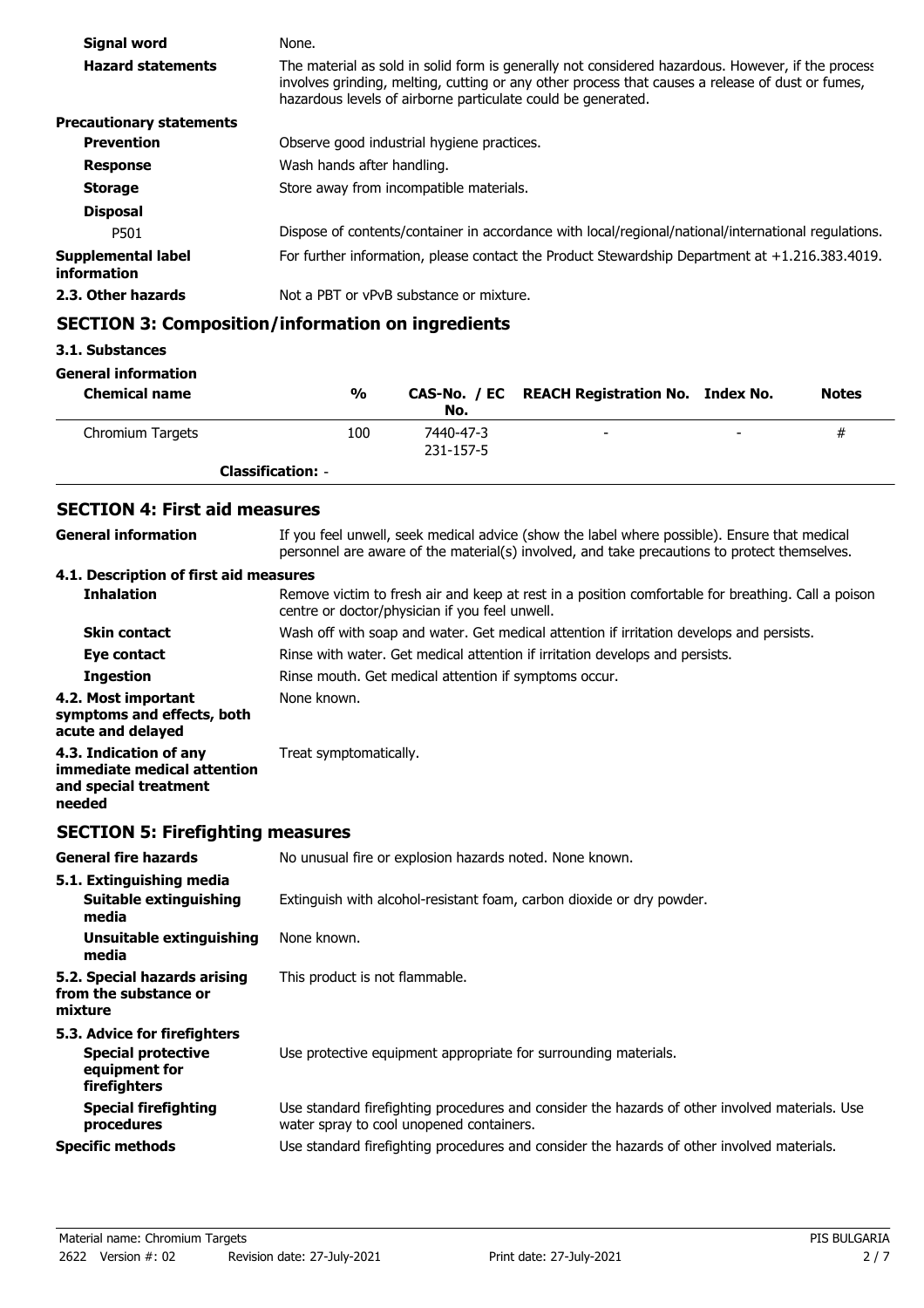| | |
|---|---|
| **Signal word** | None. |
| **Hazard statements** | The material as sold in solid form is generally not considered hazardous. However, if the process involves grinding, melting, cutting or any other process that causes a release of dust or fumes, hazardous levels of airborne particulate could be generated. |
| **Precautionary statements** | |
| **Prevention** | Observe good industrial hygiene practices. |
| **Response** | Wash hands after handling. |
| **Storage** | Store away from incompatible materials. |
| **Disposal** | |
| P501 | Dispose of contents/container in accordance with local/regional/national/international regulations. |
| **Supplemental label information** | For further information, please contact the Product Stewardship Department at +1.216.383.4019. |
| **2.3. Other hazards** | Not a PBT or vPvB substance or mixture. |

## SECTION 3: Composition/information on ingredients

**3.1. Substances**

**General information**

| Chemical name | % | CAS-No. / EC No. | REACH Registration No. | Index No. | Notes |
|---|---|---|---|---|---|
| Chromium Targets | 100 | 7440-47-3 231-157-5 | - | - | # |
| **Classification:** - | | | | | |

## SECTION 4: First aid measures

| | |
|---|---|
| **General information** | If you feel unwell, seek medical advice (show the label where possible). Ensure that medical personnel are aware of the material(s) involved, and take precautions to protect themselves. |
| **4.1. Description of first aid measures** | |
| **Inhalation** | Remove victim to fresh air and keep at rest in a position comfortable for breathing. Call a poison centre or doctor/physician if you feel unwell. |
| **Skin contact** | Wash off with soap and water. Get medical attention if irritation develops and persists. |
| **Eye contact** | Rinse with water. Get medical attention if irritation develops and persists. |
| **Ingestion** | Rinse mouth. Get medical attention if symptoms occur. |
| **4.2. Most important symptoms and effects, both acute and delayed** | None known. |
| **4.3. Indication of any immediate medical attention and special treatment needed** | Treat symptomatically. |

## SECTION 5: Firefighting measures

| | |
|---|---|
| **General fire hazards** | No unusual fire or explosion hazards noted. None known. |
| **5.1. Extinguishing media** | |
| **Suitable extinguishing media** | Extinguish with alcohol-resistant foam, carbon dioxide or dry powder. |
| **Unsuitable extinguishing media** | None known. |
| **5.2. Special hazards arising from the substance or mixture** | This product is not flammable. |
| **5.3. Advice for firefighters** | |
| **Special protective equipment for firefighters** | Use protective equipment appropriate for surrounding materials. |
| **Special firefighting procedures** | Use standard firefighting procedures and consider the hazards of other involved materials. Use water spray to cool unopened containers. |
| **Specific methods** | Use standard firefighting procedures and consider the hazards of other involved materials. |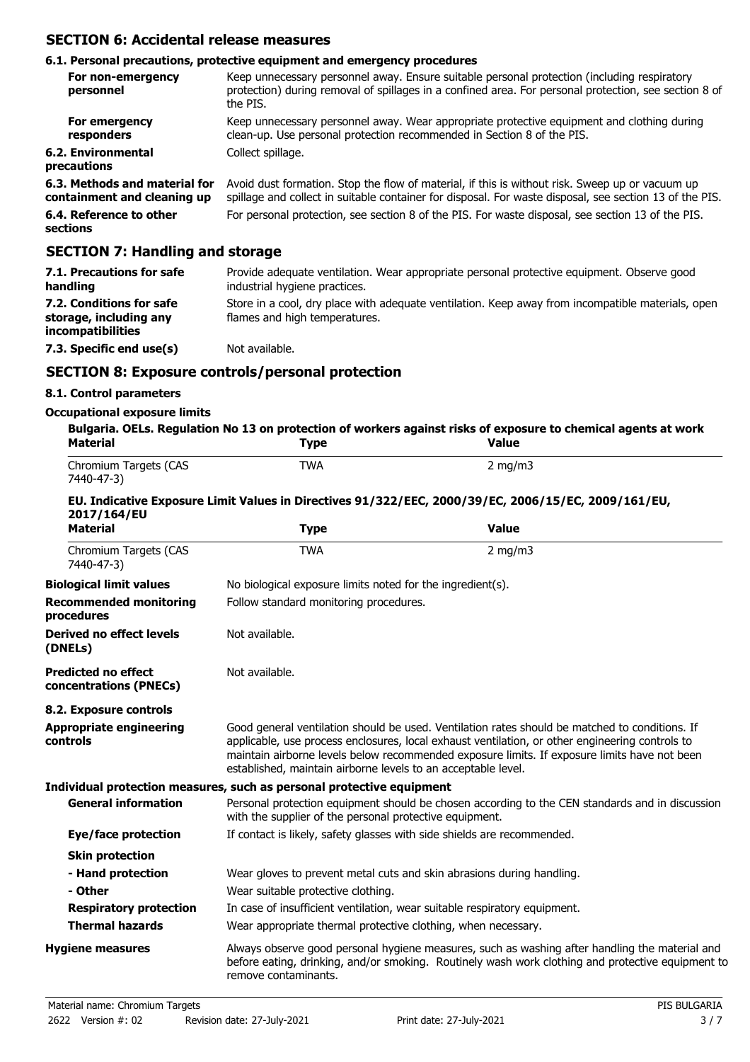## SECTION 6: Accidental release measures

### 6.1. Personal precautions, protective equipment and emergency procedures

**For non-emergency personnel**
Keep unnecessary personnel away. Ensure suitable personal protection (including respiratory protection) during removal of spillages in a confined area. For personal protection, see section 8 of the PIS.

**For emergency responders**
Keep unnecessary personnel away. Wear appropriate protective equipment and clothing during clean-up. Use personal protection recommended in Section 8 of the PIS.

**6.2. Environmental precautions**
Collect spillage.

**6.3. Methods and material for containment and cleaning up**
Avoid dust formation. Stop the flow of material, if this is without risk. Sweep up or vacuum up spillage and collect in suitable container for disposal. For waste disposal, see section 13 of the PIS.

**6.4. Reference to other sections**
For personal protection, see section 8 of the PIS. For waste disposal, see section 13 of the PIS.

## SECTION 7: Handling and storage

**7.1. Precautions for safe handling**
Provide adequate ventilation. Wear appropriate personal protective equipment. Observe good industrial hygiene practices.

**7.2. Conditions for safe storage, including any incompatibilities**
Store in a cool, dry place with adequate ventilation. Keep away from incompatible materials, open flames and high temperatures.

**7.3. Specific end use(s)**
Not available.

## SECTION 8: Exposure controls/personal protection

### 8.1. Control parameters

**Occupational exposure limits**

**Bulgaria. OELs. Regulation No 13 on protection of workers against risks of exposure to chemical agents at work**

| Material | Type | Value |
|---|---|---|
| Chromium Targets (CAS 7440-47-3) | TWA | 2 mg/m3 |

**EU. Indicative Exposure Limit Values in Directives 91/322/EEC, 2000/39/EC, 2006/15/EC, 2009/161/EU, 2017/164/EU**

| Material | Type | Value |
|---|---|---|
| Chromium Targets (CAS 7440-47-3) | TWA | 2 mg/m3 |

**Biological limit values**
No biological exposure limits noted for the ingredient(s).

**Recommended monitoring procedures**
Follow standard monitoring procedures.

**Derived no effect levels (DNELs)**
Not available.

**Predicted no effect concentrations (PNECs)**
Not available.

### 8.2. Exposure controls

**Appropriate engineering controls**
Good general ventilation should be used. Ventilation rates should be matched to conditions. If applicable, use process enclosures, local exhaust ventilation, or other engineering controls to maintain airborne levels below recommended exposure limits. If exposure limits have not been established, maintain airborne levels to an acceptable level.

**Individual protection measures, such as personal protective equipment**

**General information**
Personal protection equipment should be chosen according to the CEN standards and in discussion with the supplier of the personal protective equipment.

**Eye/face protection**
If contact is likely, safety glasses with side shields are recommended.

**Skin protection**

**- Hand protection**
Wear gloves to prevent metal cuts and skin abrasions during handling.

**- Other**
Wear suitable protective clothing.

**Respiratory protection**
In case of insufficient ventilation, wear suitable respiratory equipment.

**Thermal hazards**
Wear appropriate thermal protective clothing, when necessary.

**Hygiene measures**
Always observe good personal hygiene measures, such as washing after handling the material and before eating, drinking, and/or smoking. Routinely wash work clothing and protective equipment to remove contaminants.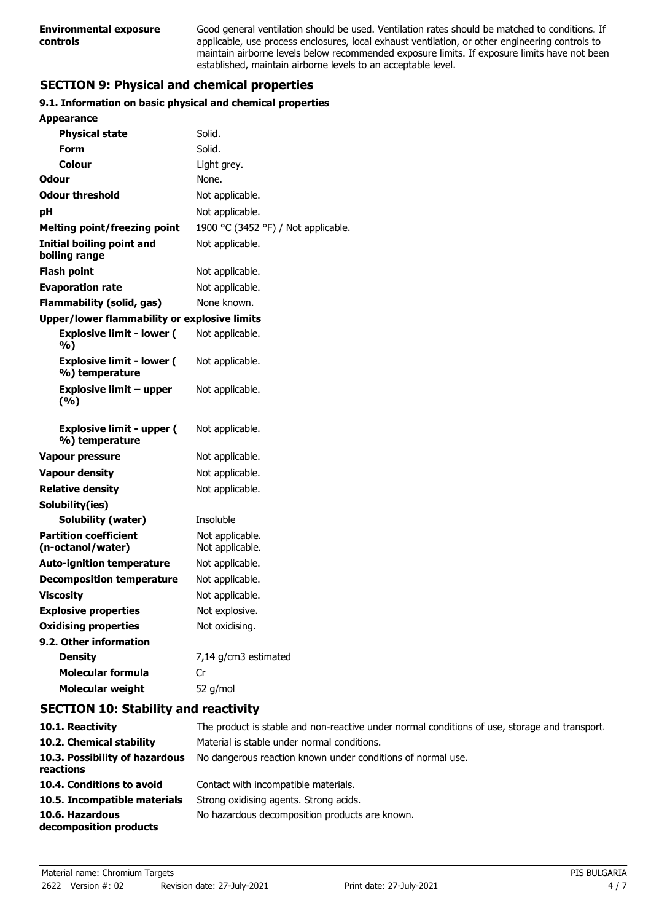| | |
|---|---|
| **Environmental exposure controls** | Good general ventilation should be used. Ventilation rates should be matched to conditions. If applicable, use process enclosures, local exhaust ventilation, or other engineering controls to maintain airborne levels below recommended exposure limits. If exposure limits have not been established, maintain airborne levels to an acceptable level. |

## SECTION 9: Physical and chemical properties

### 9.1. Information on basic physical and chemical properties

| | |
|---|---|
| **Appearance** | |
| **Physical state** | Solid. |
| **Form** | Solid. |
| **Colour** | Light grey. |
| **Odour** | None. |
| **Odour threshold** | Not applicable. |
| **pH** | Not applicable. |
| **Melting point/freezing point** | 1900 °C (3452 °F) / Not applicable. |
| **Initial boiling point and boiling range** | Not applicable. |
| **Flash point** | Not applicable. |
| **Evaporation rate** | Not applicable. |
| **Flammability (solid, gas)** | None known. |
| **Upper/lower flammability or explosive limits** | |
| **Explosive limit - lower ( %)** | Not applicable. |
| **Explosive limit - lower ( %) temperature** | Not applicable. |
| **Explosive limit – upper (%)** | Not applicable. |
| **Explosive limit - upper ( %) temperature** | Not applicable. |
| **Vapour pressure** | Not applicable. |
| **Vapour density** | Not applicable. |
| **Relative density** | Not applicable. |
| **Solubility(ies)** | |
| **Solubility (water)** | Insoluble |
| **Partition coefficient (n-octanol/water)** | Not applicable. Not applicable. |
| **Auto-ignition temperature** | Not applicable. |
| **Decomposition temperature** | Not applicable. |
| **Viscosity** | Not applicable. |
| **Explosive properties** | Not explosive. |
| **Oxidising properties** | Not oxidising. |
| **9.2. Other information** | |
| **Density** | 7,14 g/cm3 estimated |
| **Molecular formula** | Cr |
| **Molecular weight** | 52 g/mol |

## SECTION 10: Stability and reactivity

| | |
|---|---|
| **10.1. Reactivity** | The product is stable and non-reactive under normal conditions of use, storage and transport. |
| **10.2. Chemical stability** | Material is stable under normal conditions. |
| **10.3. Possibility of hazardous reactions** | No dangerous reaction known under conditions of normal use. |
| **10.4. Conditions to avoid** | Contact with incompatible materials. |
| **10.5. Incompatible materials** | Strong oxidising agents. Strong acids. |
| **10.6. Hazardous decomposition products** | No hazardous decomposition products are known. |

Material name: Chromium Targets
2622 Version #: 02 Revision date: 27-July-2021 Print date: 27-July-2021
PIS BULGARIA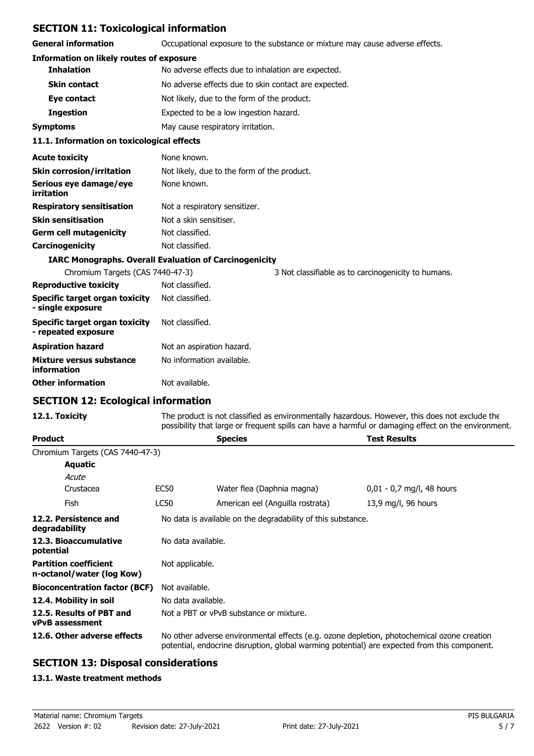## SECTION 11: Toxicological information

| | |
|---|---|
| **General information** | Occupational exposure to the substance or mixture may cause adverse effects. |

**Information on likely routes of exposure**

| | |
|---|---|
| **Inhalation** | No adverse effects due to inhalation are expected. |
| **Skin contact** | No adverse effects due to skin contact are expected. |
| **Eye contact** | Not likely, due to the form of the product. |
| **Ingestion** | Expected to be a low ingestion hazard. |
| **Symptoms** | May cause respiratory irritation. |

### 11.1. Information on toxicological effects

| | |
|---|---|
| **Acute toxicity** | None known. |
| **Skin corrosion/irritation** | Not likely, due to the form of the product. |
| **Serious eye damage/eye irritation** | None known. |
| **Respiratory sensitisation** | Not a respiratory sensitizer. |
| **Skin sensitisation** | Not a skin sensitiser. |
| **Germ cell mutagenicity** | Not classified. |
| **Carcinogenicity** | Not classified. |

**IARC Monographs. Overall Evaluation of Carcinogenicity**

| | |
|---|---|
| Chromium Targets (CAS 7440-47-3) | 3 Not classifiable as to carcinogenicity to humans. |

| | |
|---|---|
| **Reproductive toxicity** | Not classified. |
| **Specific target organ toxicity - single exposure** | Not classified. |
| **Specific target organ toxicity - repeated exposure** | Not classified. |
| **Aspiration hazard** | Not an aspiration hazard. |
| **Mixture versus substance information** | No information available. |
| **Other information** | Not available. |

## SECTION 12: Ecological information

| | |
|---|---|
| **12.1. Toxicity** | The product is not classified as environmentally hazardous. However, this does not exclude the possibility that large or frequent spills can have a harmful or damaging effect on the environment. |

| Product | | Species | Test Results |
|---|---|---|---|
| Chromium Targets (CAS 7440-47-3) | | | |
| **Aquatic** | | | |
| *Acute* | | | |
| Crustacea | EC50 | Water flea (Daphnia magna) | 0,01 - 0,7 mg/l, 48 hours |
| Fish | LC50 | American eel (Anguilla rostrata) | 13,9 mg/l, 96 hours |

| | |
|---|---|
| **12.2. Persistence and degradability** | No data is available on the degradability of this substance. |
| **12.3. Bioaccumulative potential** | No data available. |
| **Partition coefficient n-octanol/water (log Kow)** | Not applicable. |
| **Bioconcentration factor (BCF)** | Not available. |
| **12.4. Mobility in soil** | No data available. |
| **12.5. Results of PBT and vPvB assessment** | Not a PBT or vPvB substance or mixture. |
| **12.6. Other adverse effects** | No other adverse environmental effects (e.g. ozone depletion, photochemical ozone creation potential, endocrine disruption, global warming potential) are expected from this component. |

## SECTION 13: Disposal considerations

### 13.1. Waste treatment methods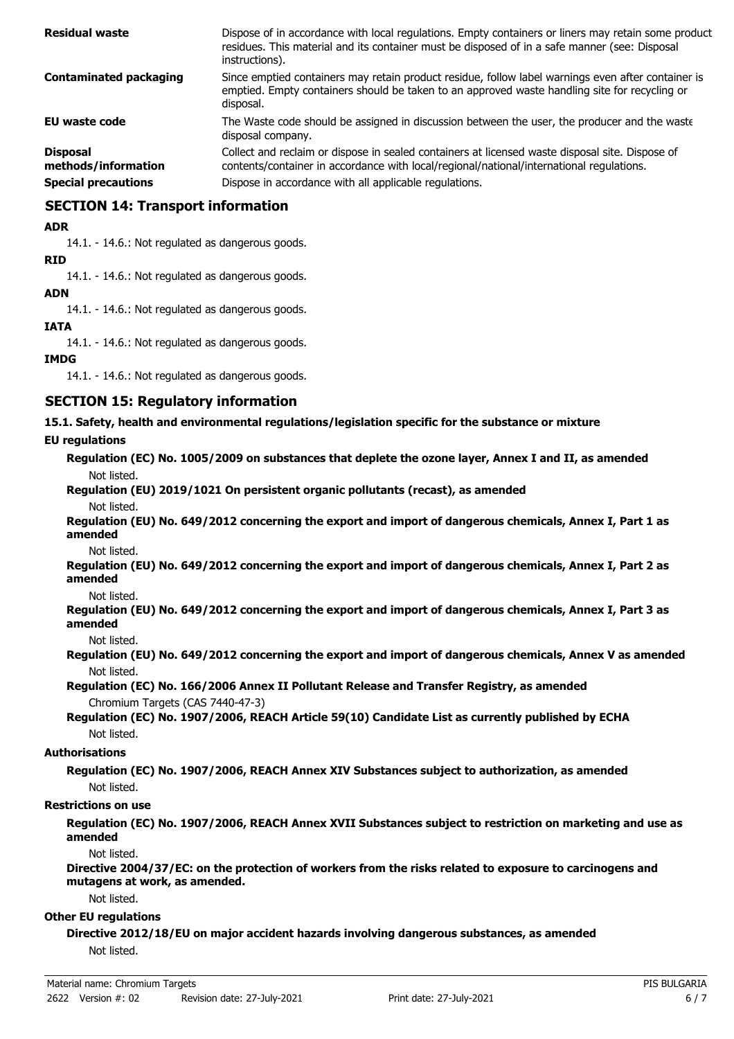| | |
|---|---|
| **Residual waste** | Dispose of in accordance with local regulations. Empty containers or liners may retain some product residues. This material and its container must be disposed of in a safe manner (see: Disposal instructions). |
| **Contaminated packaging** | Since emptied containers may retain product residue, follow label warnings even after container is emptied. Empty containers should be taken to an approved waste handling site for recycling or disposal. |
| **EU waste code** | The Waste code should be assigned in discussion between the user, the producer and the waste disposal company. |
| **Disposal methods/information** | Collect and reclaim or dispose in sealed containers at licensed waste disposal site. Dispose of contents/container in accordance with local/regional/national/international regulations. |
| **Special precautions** | Dispose in accordance with all applicable regulations. |

## SECTION 14: Transport information

**ADR**

14.1. - 14.6.: Not regulated as dangerous goods.

**RID**

14.1. - 14.6.: Not regulated as dangerous goods.

**ADN**

14.1. - 14.6.: Not regulated as dangerous goods.

**IATA**

14.1. - 14.6.: Not regulated as dangerous goods.

**IMDG**

14.1. - 14.6.: Not regulated as dangerous goods.

## SECTION 15: Regulatory information

**15.1. Safety, health and environmental regulations/legislation specific for the substance or mixture**

**EU regulations**

**Regulation (EC) No. 1005/2009 on substances that deplete the ozone layer, Annex I and II, as amended**

Not listed.

**Regulation (EU) 2019/1021 On persistent organic pollutants (recast), as amended**

Not listed.

**Regulation (EU) No. 649/2012 concerning the export and import of dangerous chemicals, Annex I, Part 1 as amended**

Not listed.

**Regulation (EU) No. 649/2012 concerning the export and import of dangerous chemicals, Annex I, Part 2 as amended**

Not listed.

**Regulation (EU) No. 649/2012 concerning the export and import of dangerous chemicals, Annex I, Part 3 as amended**

Not listed.

**Regulation (EU) No. 649/2012 concerning the export and import of dangerous chemicals, Annex V as amended**

Not listed.

**Regulation (EC) No. 166/2006 Annex II Pollutant Release and Transfer Registry, as amended**

Chromium Targets (CAS 7440-47-3)

**Regulation (EC) No. 1907/2006, REACH Article 59(10) Candidate List as currently published by ECHA**

Not listed.

**Authorisations**

**Regulation (EC) No. 1907/2006, REACH Annex XIV Substances subject to authorization, as amended**

Not listed.

**Restrictions on use**

**Regulation (EC) No. 1907/2006, REACH Annex XVII Substances subject to restriction on marketing and use as amended**

Not listed.

**Directive 2004/37/EC: on the protection of workers from the risks related to exposure to carcinogens and mutagens at work, as amended.**

Not listed.

**Other EU regulations**

**Directive 2012/18/EU on major accident hazards involving dangerous substances, as amended**

Not listed.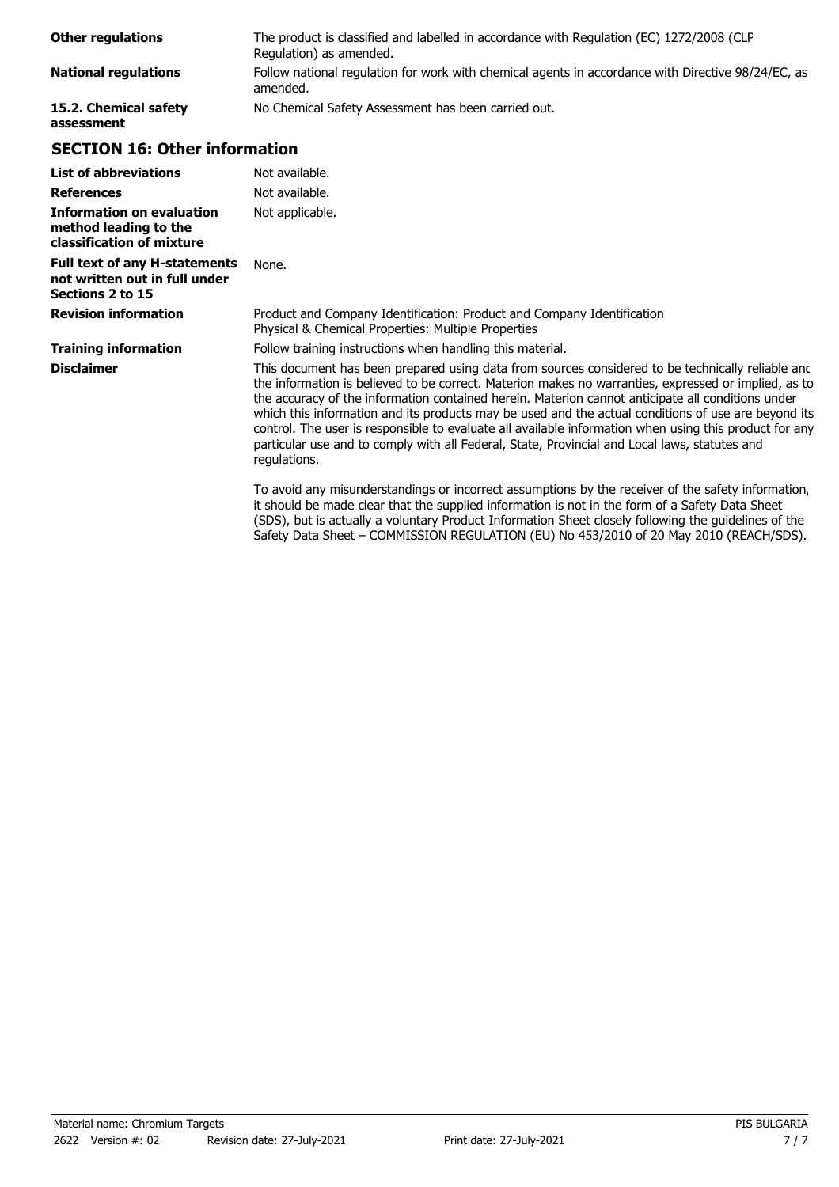| | |
|---|---|
| **Other regulations** | The product is classified and labelled in accordance with Regulation (EC) 1272/2008 (CLP Regulation) as amended. |
| **National regulations** | Follow national regulation for work with chemical agents in accordance with Directive 98/24/EC, as amended. |
| **15.2. Chemical safety assessment** | No Chemical Safety Assessment has been carried out. |

## SECTION 16: Other information

| | |
|---|---|
| **List of abbreviations** | Not available. |
| **References** | Not available. |
| **Information on evaluation method leading to the classification of mixture** | Not applicable. |
| **Full text of any H-statements not written out in full under Sections 2 to 15** | None. |
| **Revision information** | Product and Company Identification: Product and Company Identification<br>Physical & Chemical Properties: Multiple Properties |
| **Training information** | Follow training instructions when handling this material. |
| **Disclaimer** | This document has been prepared using data from sources considered to be technically reliable and the information is believed to be correct. Materion makes no warranties, expressed or implied, as to the accuracy of the information contained herein. Materion cannot anticipate all conditions under which this information and its products may be used and the actual conditions of use are beyond its control. The user is responsible to evaluate all available information when using this product for any particular use and to comply with all Federal, State, Provincial and Local laws, statutes and regulations.<br><br>To avoid any misunderstandings or incorrect assumptions by the receiver of the safety information, it should be made clear that the supplied information is not in the form of a Safety Data Sheet (SDS), but is actually a voluntary Product Information Sheet closely following the guidelines of the Safety Data Sheet – COMMISSION REGULATION (EU) No 453/2010 of 20 May 2010 (REACH/SDS). |